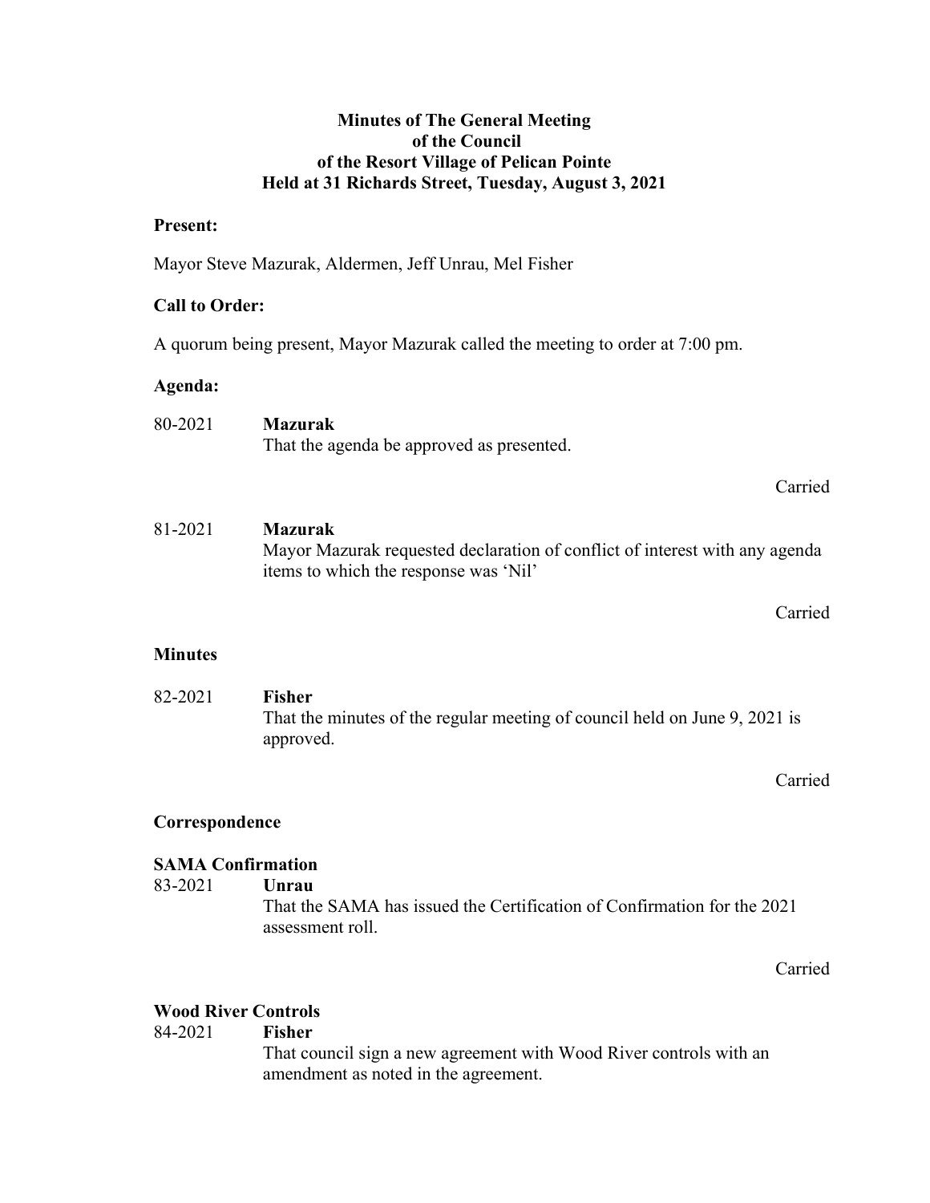**Minutes of The General Meeting**
**of the Council**
**of the Resort Village of Pelican Pointe**
**Held at 31 Richards Street, Tuesday, August 3, 2021**

**Present:**

Mayor Steve Mazurak, Aldermen, Jeff Unrau, Mel Fisher

**Call to Order:**

A quorum being present, Mayor Mazurak called the meeting to order at 7:00 pm.

**Agenda:**

80-2021 **Mazurak**
That the agenda be approved as presented.

Carried

81-2021 **Mazurak**
Mayor Mazurak requested declaration of conflict of interest with any agenda items to which the response was 'Nil'

Carried

**Minutes**

82-2021 **Fisher**
That the minutes of the regular meeting of council held on June 9, 2021 is approved.

Carried

**Correspondence**

**SAMA Confirmation**

83-2021 **Unrau**
That the SAMA has issued the Certification of Confirmation for the 2021 assessment roll.

Carried

**Wood River Controls**

84-2021 **Fisher**
That council sign a new agreement with Wood River controls with an amendment as noted in the agreement.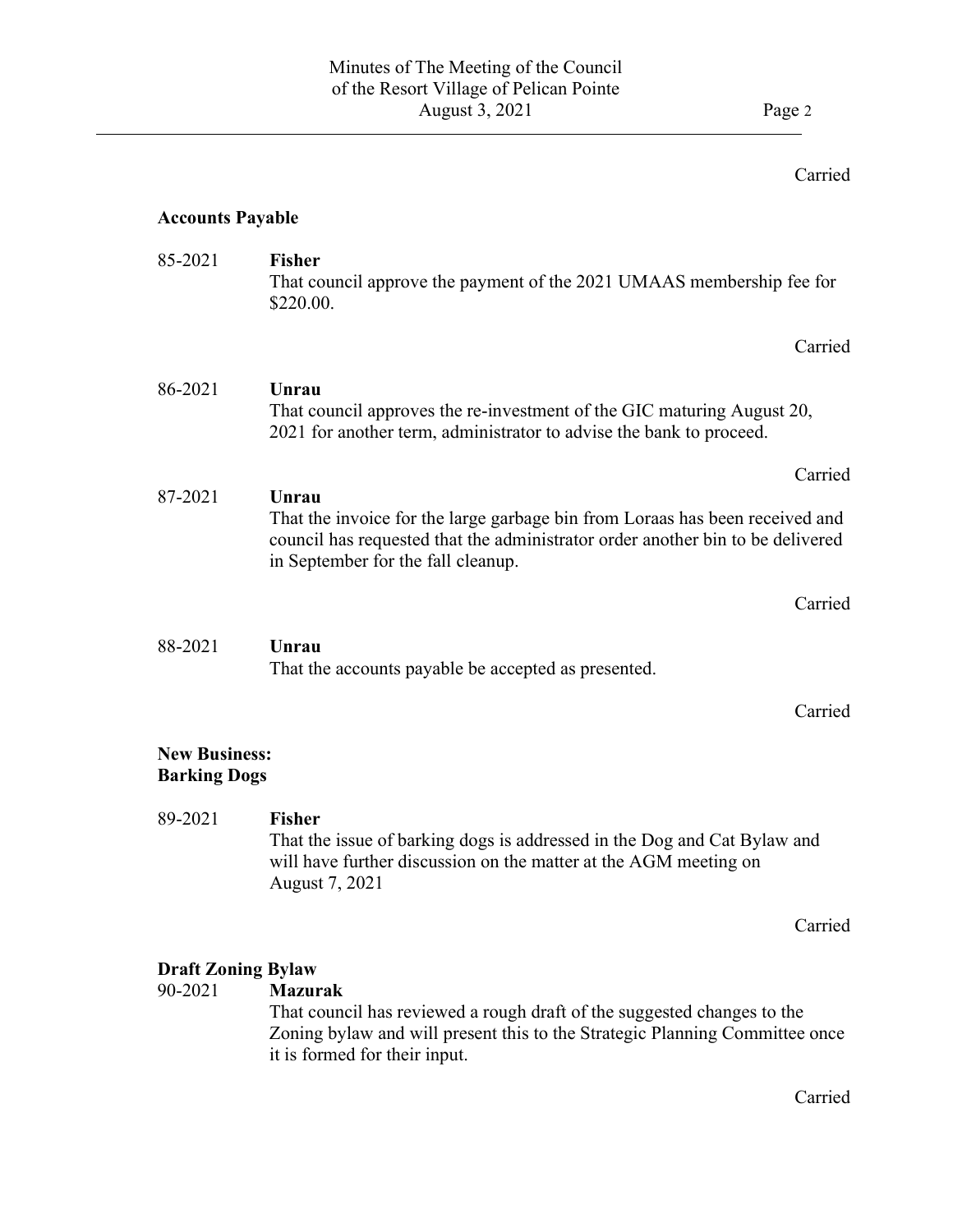Carried

## Accounts Payable

85-2021 **Fisher**
That council approve the payment of the 2021 UMAAS membership fee for $220.00.

Carried

86-2021 **Unrau**
That council approves the re-investment of the GIC maturing August 20, 2021 for another term, administrator to advise the bank to proceed.

Carried

87-2021 **Unrau**
That the invoice for the large garbage bin from Loraas has been received and council has requested that the administrator order another bin to be delivered in September for the fall cleanup.

Carried

88-2021 **Unrau**
That the accounts payable be accepted as presented.

Carried

## New Business:

### Barking Dogs

89-2021 **Fisher**
That the issue of barking dogs is addressed in the Dog and Cat Bylaw and will have further discussion on the matter at the AGM meeting on August 7, 2021

Carried

### Draft Zoning Bylaw

90-2021 **Mazurak**
That council has reviewed a rough draft of the suggested changes to the Zoning bylaw and will present this to the Strategic Planning Committee once it is formed for their input.

Carried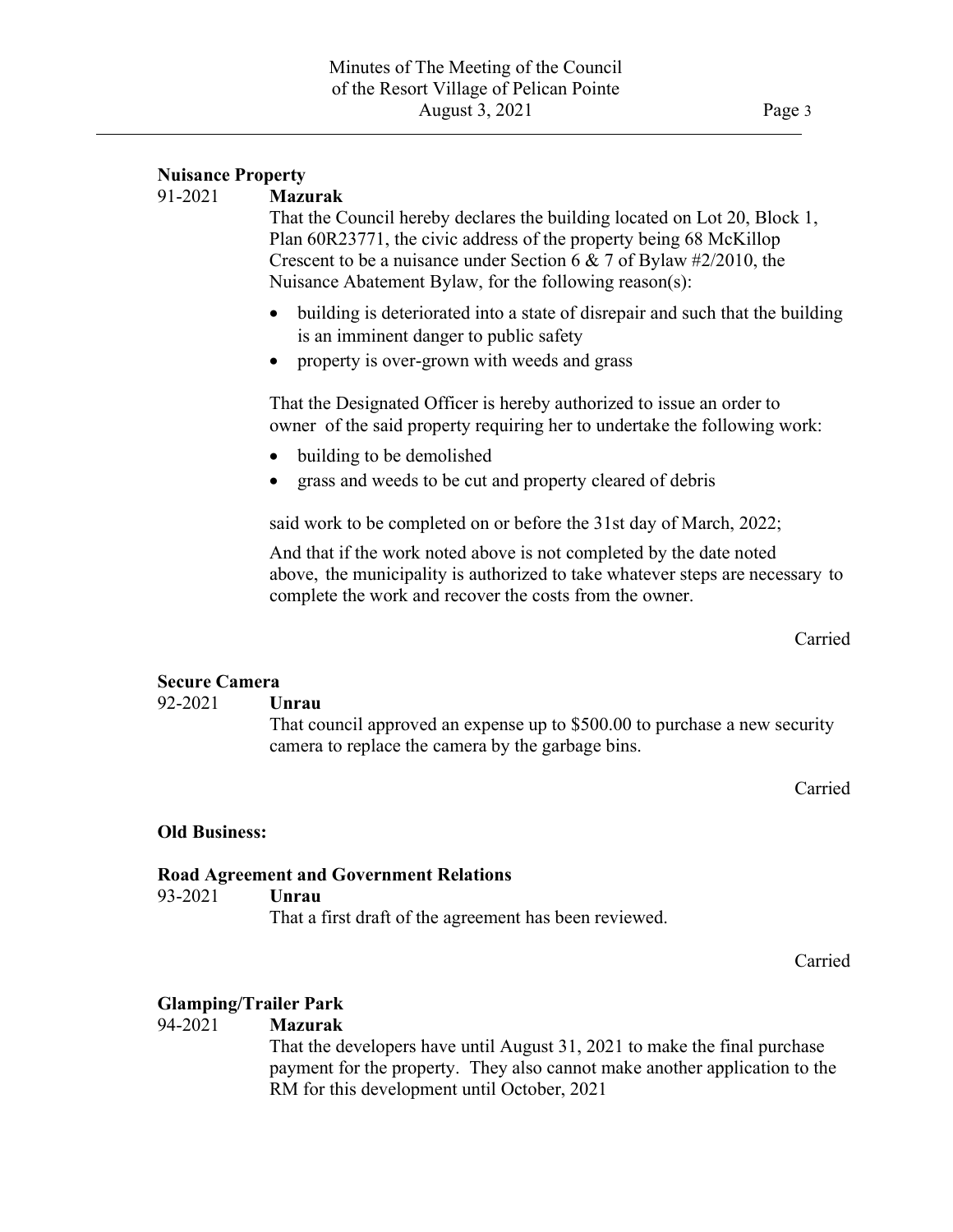**Nuisance Property**

91-2021 **Mazurak**

That the Council hereby declares the building located on Lot 20, Block 1, Plan 60R23771, the civic address of the property being 68 McKillop Crescent to be a nuisance under Section 6 & 7 of Bylaw #2/2010, the Nuisance Abatement Bylaw, for the following reason(s):

- building is deteriorated into a state of disrepair and such that the building is an imminent danger to public safety
- property is over-grown with weeds and grass

That the Designated Officer is hereby authorized to issue an order to owner of the said property requiring her to undertake the following work:

- building to be demolished
- grass and weeds to be cut and property cleared of debris

said work to be completed on or before the 31st day of March, 2022;

And that if the work noted above is not completed by the date noted above, the municipality is authorized to take whatever steps are necessary to complete the work and recover the costs from the owner.

Carried

**Secure Camera**

92-2021 **Unrau**

That council approved an expense up to $500.00 to purchase a new security camera to replace the camera by the garbage bins.

Carried

**Old Business:**

**Road Agreement and Government Relations**

93-2021 **Unrau**

That a first draft of the agreement has been reviewed.

Carried

**Glamping/Trailer Park**

94-2021 **Mazurak**

That the developers have until August 31, 2021 to make the final purchase payment for the property. They also cannot make another application to the RM for this development until October, 2021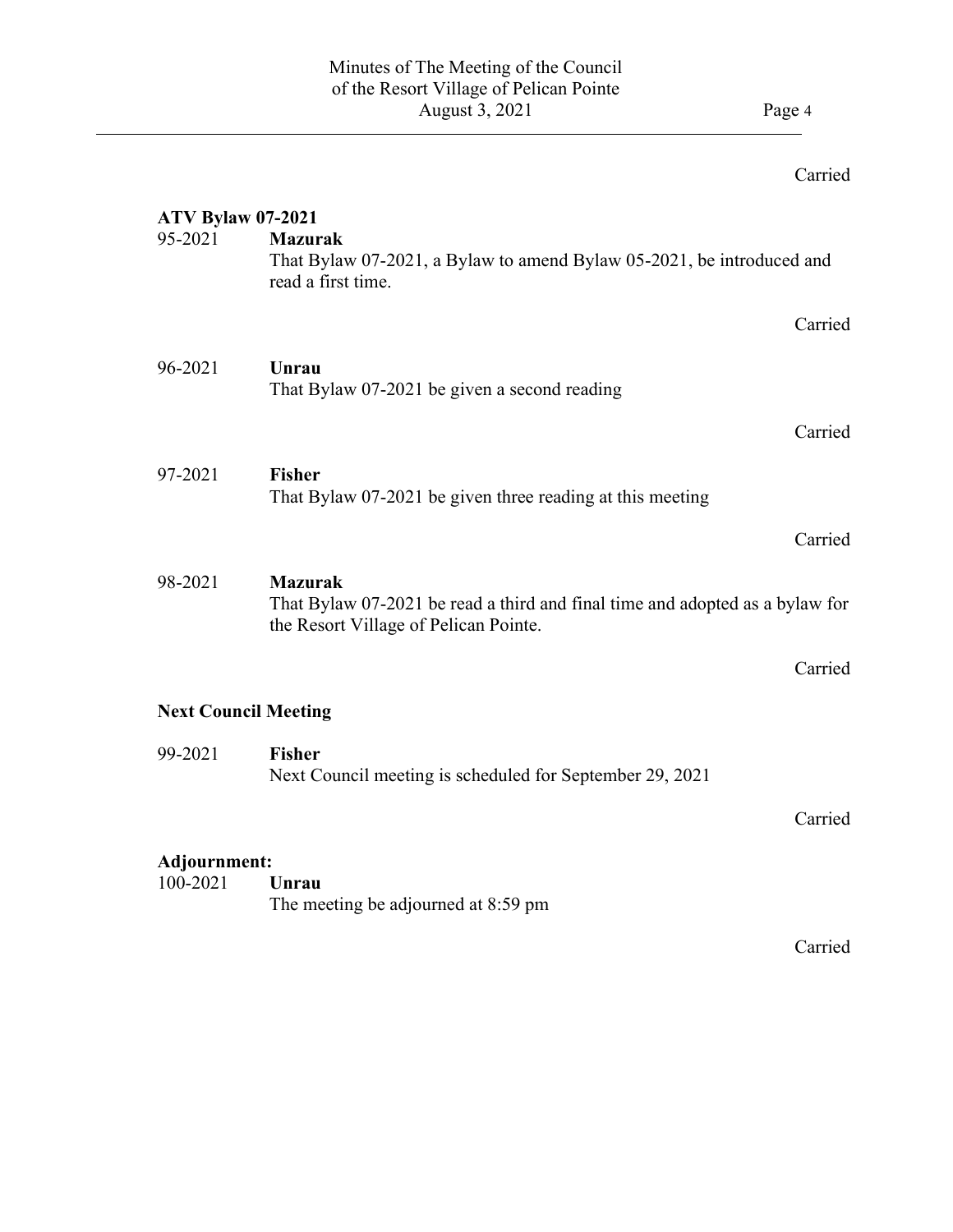Carried

**ATV Bylaw 07-2021**

95-2021 **Mazurak**
That Bylaw 07-2021, a Bylaw to amend Bylaw 05-2021, be introduced and read a first time.

Carried

96-2021 **Unrau**
That Bylaw 07-2021 be given a second reading

Carried

97-2021 **Fisher**
That Bylaw 07-2021 be given three reading at this meeting

Carried

98-2021 **Mazurak**
That Bylaw 07-2021 be read a third and final time and adopted as a bylaw for the Resort Village of Pelican Pointe.

Carried

**Next Council Meeting**

99-2021 **Fisher**
Next Council meeting is scheduled for September 29, 2021

Carried

**Adjournment:**

100-2021 **Unrau**
The meeting be adjourned at 8:59 pm

Carried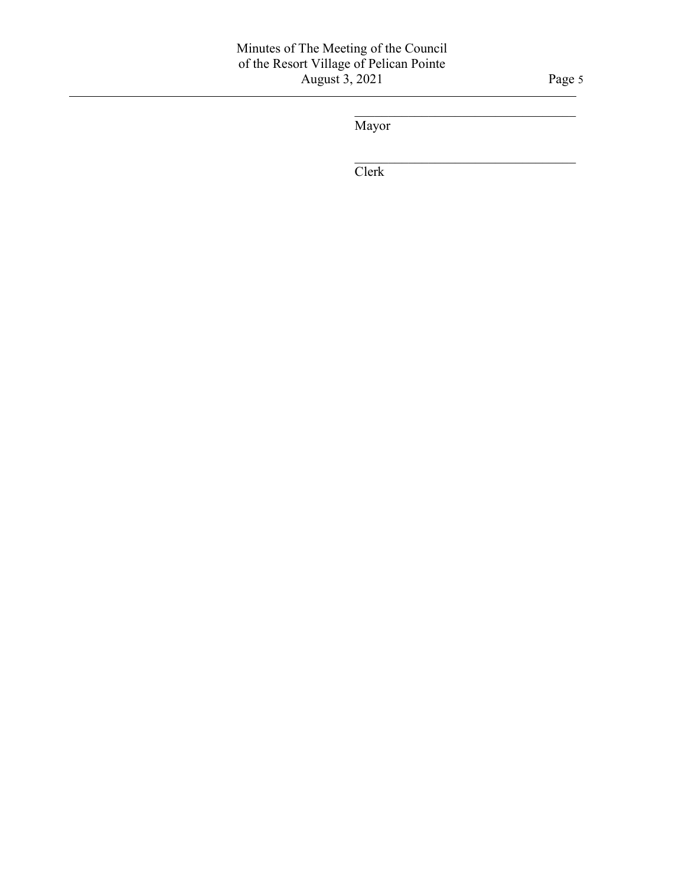\_\_\_\_\_\_\_\_\_\_\_\_\_\_\_\_\_\_\_\_\_\_\_\_\_\_\_\_\_\_\_\_\_\_
Mayor

\_\_\_\_\_\_\_\_\_\_\_\_\_\_\_\_\_\_\_\_\_\_\_\_\_\_\_\_\_\_\_\_\_\_
Clerk